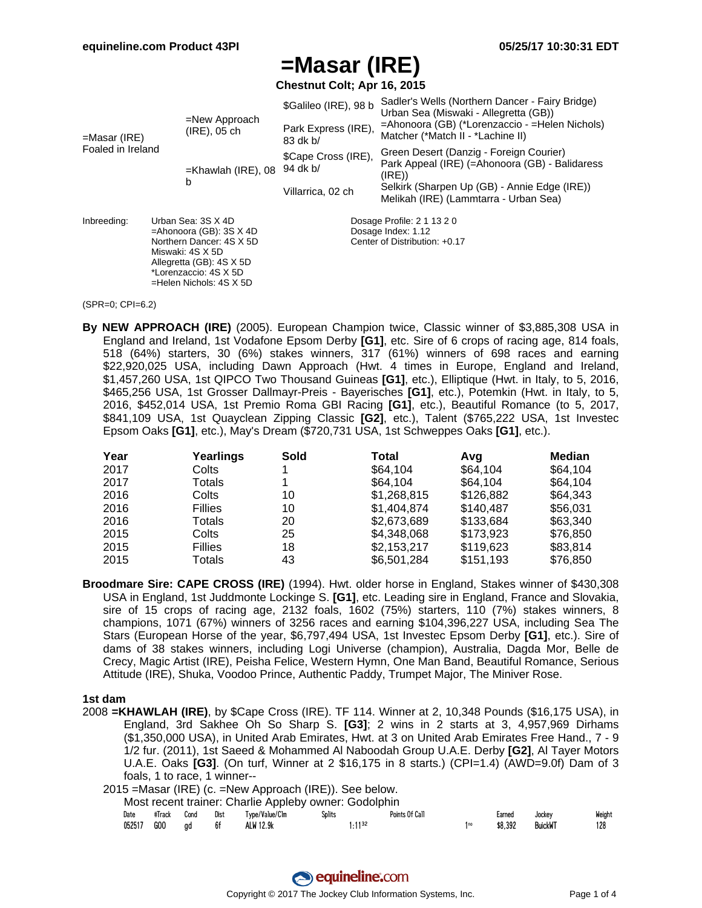# =Masar (IRE)

**Chestnut Colt; Apr 16, 2015**

| | | | |
|---|---|---|---|
| =Masar (IRE) Foaled in Ireland | =New Approach (IRE), 05 ch | $Galileo (IRE), 98 b | Sadler's Wells (Northern Dancer - Fairy Bridge) |
| | | | Urban Sea (Miswaki - Allegretta (GB)) |
| | | Park Express (IRE), 83 dk b/ | =Ahonoora (GB) (*Lorenzaccio - =Helen Nichols) |
| | | | Matcher (*Match II - *Lachine II) |
| | =Khawlah (IRE), 08 b | $Cape Cross (IRE), 94 dk b/ | Green Desert (Danzig - Foreign Courier) |
| | | | Park Appeal (IRE) (=Ahonoora (GB) - Balidaress (IRE)) |
| | | Villarrica, 02 ch | Selkirk (Sharpen Up (GB) - Annie Edge (IRE)) |
| | | | Melikah (IRE) (Lammtarra - Urban Sea) |

Inbreeding:
Urban Sea: 3S X 4D
=Ahonoora (GB): 3S X 4D
Northern Dancer: 4S X 5D
Miswaki: 4S X 5D
Allegretta (GB): 4S X 5D
*Lorenzaccio: 4S X 5D
=Helen Nichols: 4S X 5D

Dosage Profile: 2 1 13 2 0
Dosage Index: 1.12
Center of Distribution: +0.17

(SPR=0; CPI=6.2)

**By NEW APPROACH (IRE)** (2005). European Champion twice, Classic winner of $3,885,308 USA in England and Ireland, 1st Vodafone Epsom Derby **[G1]**, etc. Sire of 6 crops of racing age, 814 foals, 518 (64%) starters, 30 (6%) stakes winners, 317 (61%) winners of 698 races and earning $22,920,025 USA, including Dawn Approach (Hwt. 4 times in Europe, England and Ireland, $1,457,260 USA, 1st QIPCO Two Thousand Guineas **[G1]**, etc.), Elliptique (Hwt. in Italy, to 5, 2016, $465,256 USA, 1st Grosser Dallmayr-Preis - Bayerisches **[G1]**, etc.), Potemkin (Hwt. in Italy, to 5, 2016, $452,014 USA, 1st Premio Roma GBI Racing **[G1]**, etc.), Beautiful Romance (to 5, 2017, $841,109 USA, 1st Quayclean Zipping Classic **[G2]**, etc.), Talent ($765,222 USA, 1st Investec Epsom Oaks **[G1]**, etc.), May's Dream ($720,731 USA, 1st Schweppes Oaks **[G1]**, etc.).

| Year | Yearlings | Sold | Total | Avg | Median |
|---|---|---|---|---|---|
| 2017 | Colts | 1 | $64,104 | $64,104 | $64,104 |
| 2017 | Totals | 1 | $64,104 | $64,104 | $64,104 |
| 2016 | Colts | 10 | $1,268,815 | $126,882 | $64,343 |
| 2016 | Fillies | 10 | $1,404,874 | $140,487 | $56,031 |
| 2016 | Totals | 20 | $2,673,689 | $133,684 | $63,340 |
| 2015 | Colts | 25 | $4,348,068 | $173,923 | $76,850 |
| 2015 | Fillies | 18 | $2,153,217 | $119,623 | $83,814 |
| 2015 | Totals | 43 | $6,501,284 | $151,193 | $76,850 |

**Broodmare Sire: CAPE CROSS (IRE)** (1994). Hwt. older horse in England, Stakes winner of $430,308 USA in England, 1st Juddmonte Lockinge S. **[G1]**, etc. Leading sire in England, France and Slovakia, sire of 15 crops of racing age, 2132 foals, 1602 (75%) starters, 110 (7%) stakes winners, 8 champions, 1071 (67%) winners of 3256 races and earning $104,396,227 USA, including Sea The Stars (European Horse of the year, $6,797,494 USA, 1st Investec Epsom Derby **[G1]**, etc.). Sire of dams of 38 stakes winners, including Logi Universe (champion), Australia, Dagda Mor, Belle de Crecy, Magic Artist (IRE), Peisha Felice, Western Hymn, One Man Band, Beautiful Romance, Serious Attitude (IRE), Shuka, Voodoo Prince, Authentic Paddy, Trumpet Major, The Miniver Rose.

### 1st dam

2008 **=KHAWLAH (IRE)**, by $Cape Cross (IRE). TF 114. Winner at 2, 10,348 Pounds ($16,175 USA), in England, 3rd Sakhee Oh So Sharp S. **[G3]**; 2 wins in 2 starts at 3, 4,957,969 Dirhams ($1,350,000 USA), in United Arab Emirates, Hwt. at 3 on United Arab Emirates Free Hand., 7 - 9 1/2 fur. (2011), 1st Saeed & Mohammed Al Naboodah Group U.A.E. Derby **[G2]**, Al Tayer Motors U.A.E. Oaks **[G3]**. (On turf, Winner at 2 $16,175 in 8 starts.) (CPI=1.4) (AWD=9.0f) Dam of 3 foals, 1 to race, 1 winner--

2015 =Masar (IRE) (c. =New Approach (IRE)). See below.

Most recent trainer: Charlie Appleby owner: Godolphin

| Date | #Track | Cond | Dist | Type/Value/Clm | Splits | Points Of Call | | Earned | Jockey | Weight |
|---|---|---|---|---|---|---|---|---|---|---|
| 052517 | GOO | gd | 6f | ALW 12.9k | 1:11[32] | | 1[no] | $8,392 | BuickWT | 128 |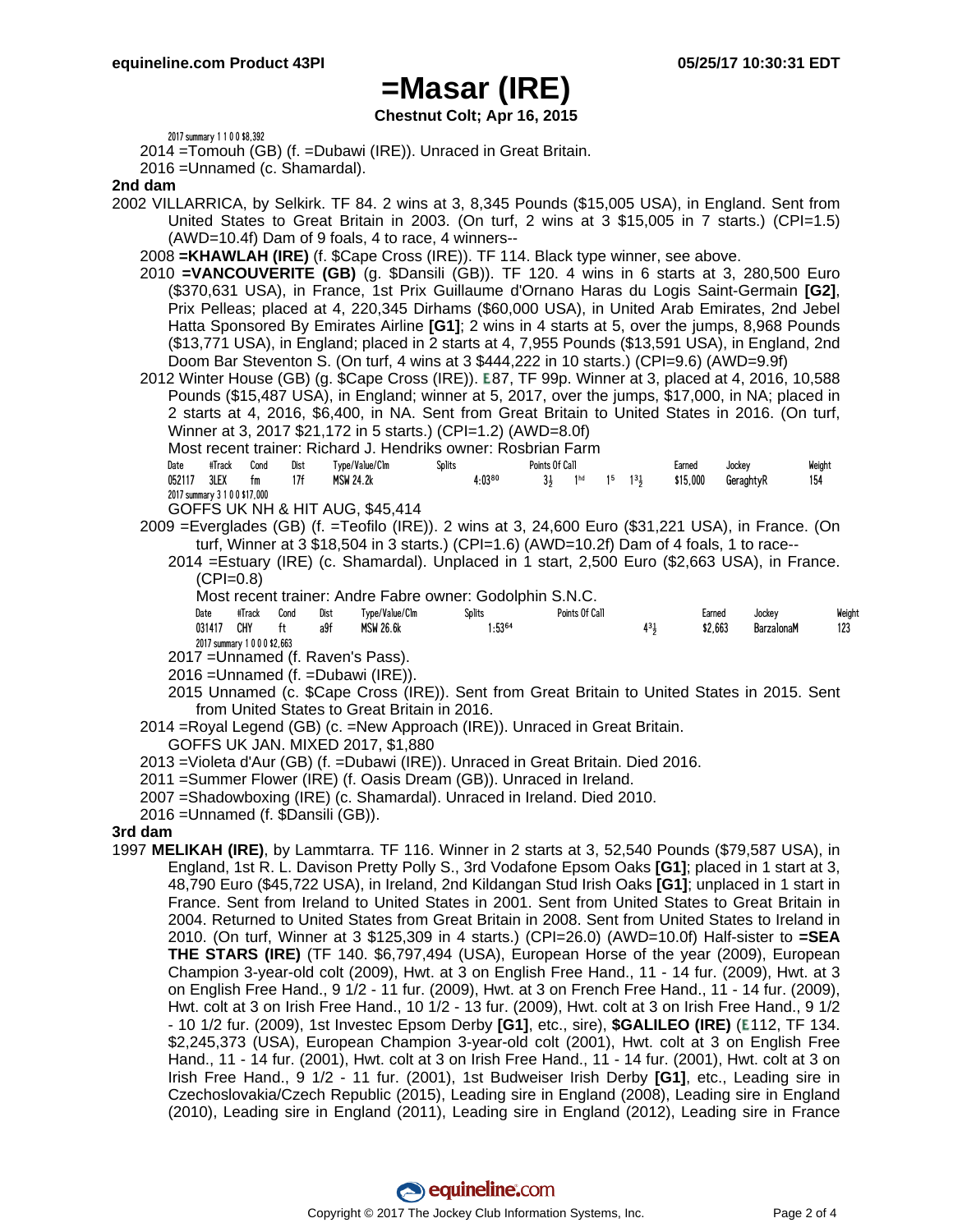# =Masar (IRE)

**Chestnut Colt; Apr 16, 2015**

2017 summary 1 1 0 0 $8,392

2014 =Tomouh (GB) (f. =Dubawi (IRE)). Unraced in Great Britain.

2016 =Unnamed (c. Shamardal).

## 2nd dam

2002 VILLARRICA, by Selkirk. TF 84. 2 wins at 3, 8,345 Pounds ($15,005 USA), in England. Sent from United States to Great Britain in 2003. (On turf, 2 wins at 3 $15,005 in 7 starts.) (CPI=1.5) (AWD=10.4f) Dam of 9 foals, 4 to race, 4 winners--

2008 **=KHAWLAH (IRE)** (f. $Cape Cross (IRE)). TF 114. Black type winner, see above.

2010 **=VANCOUVERITE (GB)** (g. $Dansili (GB)). TF 120. 4 wins in 6 starts at 3, 280,500 Euro ($370,631 USA), in France, 1st Prix Guillaume d'Ornano Haras du Logis Saint-Germain **[G2]**, Prix Pelleas; placed at 4, 220,345 Dirhams ($60,000 USA), in United Arab Emirates, 2nd Jebel Hatta Sponsored By Emirates Airline **[G1]**; 2 wins in 4 starts at 5, over the jumps, 8,968 Pounds ($13,771 USA), in England; placed in 2 starts at 4, 7,955 Pounds ($13,591 USA), in England, 2nd Doom Bar Steventon S. (On turf, 4 wins at 3 $444,222 in 10 starts.) (CPI=9.6) (AWD=9.9f)

2012 Winter House (GB) (g. $Cape Cross (IRE)). E87, TF 99p. Winner at 3, placed at 4, 2016, 10,588 Pounds ($15,487 USA), in England; winner at 5, 2017, over the jumps, $17,000, in NA; placed in 2 starts at 4, 2016, $6,400, in NA. Sent from Great Britain to United States in 2016. (On turf, Winner at 3, 2017 $21,172 in 5 starts.) (CPI=1.2) (AWD=8.0f)

Most recent trainer: Richard J. Hendriks owner: Rosbrian Farm

| Date | #Track | Cond | Dist | Type/Value/Clm | Splits | Points Of Call | | | | Earned | Jockey | Weight |
|---|---|---|---|---|---|---|---|---|---|---|---|---|
| 052117 | 3LEX | fm | 17f | MSW 24.2k | 4:03[80] | 3½ | 1hd | 15 | 13½ | $15,000 | GeraghtyR | 154 |

2017 summary 3 1 0 0 $17,000

GOFFS UK NH & HIT AUG, $45,414

2009 =Everglades (GB) (f. =Teofilo (IRE)). 2 wins at 3, 24,600 Euro ($31,221 USA), in France. (On turf, Winner at 3 $18,504 in 3 starts.) (CPI=1.6) (AWD=10.2f) Dam of 4 foals, 1 to race--

2014 =Estuary (IRE) (c. Shamardal). Unplaced in 1 start, 2,500 Euro ($2,663 USA), in France. (CPI=0.8)

Most recent trainer: Andre Fabre owner: Godolphin S.N.C.

| Date | #Track | Cond | Dist | Type/Value/Clm | Splits | Points Of Call | Earned | Jockey | Weight |
|---|---|---|---|---|---|---|---|---|---|
| 031417 | CHY | ft | a9f | MSW 26.6k | 1:53[64] | 43½ | $2,663 | BarzalonaM | 123 |

2017 summary 1 0 0 0 $2,663

2017 =Unnamed (f. Raven's Pass).

2016 =Unnamed (f. =Dubawi (IRE)).

2015 Unnamed (c. $Cape Cross (IRE)). Sent from Great Britain to United States in 2015. Sent from United States to Great Britain in 2016.

2014 =Royal Legend (GB) (c. =New Approach (IRE)). Unraced in Great Britain.

GOFFS UK JAN. MIXED 2017, $1,880

2013 =Violeta d'Aur (GB) (f. =Dubawi (IRE)). Unraced in Great Britain. Died 2016.

2011 =Summer Flower (IRE) (f. Oasis Dream (GB)). Unraced in Ireland.

2007 =Shadowboxing (IRE) (c. Shamardal). Unraced in Ireland. Died 2010.

2016 =Unnamed (f. $Dansili (GB)).

## 3rd dam

1997 **MELIKAH (IRE)**, by Lammtarra. TF 116. Winner in 2 starts at 3, 52,540 Pounds ($79,587 USA), in England, 1st R. L. Davison Pretty Polly S., 3rd Vodafone Epsom Oaks **[G1]**; placed in 1 start at 3, 48,790 Euro ($45,722 USA), in Ireland, 2nd Kildangan Stud Irish Oaks **[G1]**; unplaced in 1 start in France. Sent from Ireland to United States in 2001. Sent from United States to Great Britain in 2004. Returned to United States from Great Britain in 2008. Sent from United States to Ireland in 2010. (On turf, Winner at 3 $125,309 in 4 starts.) (CPI=26.0) (AWD=10.0f) Half-sister to **=SEA THE STARS (IRE)** (TF 140. $6,797,494 (USA), European Horse of the year (2009), European Champion 3-year-old colt (2009), Hwt. at 3 on English Free Hand., 11 - 14 fur. (2009), Hwt. at 3 on English Free Hand., 9 1/2 - 11 fur. (2009), Hwt. at 3 on French Free Hand., 11 - 14 fur. (2009), Hwt. colt at 3 on Irish Free Hand., 10 1/2 - 13 fur. (2009), Hwt. colt at 3 on Irish Free Hand., 9 1/2 - 10 1/2 fur. (2009), 1st Investec Epsom Derby **[G1]**, etc., sire), **$GALILEO (IRE)** (E112, TF 134. $2,245,373 (USA), European Champion 3-year-old colt (2001), Hwt. colt at 3 on English Free Hand., 11 - 14 fur. (2001), Hwt. colt at 3 on Irish Free Hand., 11 - 14 fur. (2001), Hwt. colt at 3 on Irish Free Hand., 9 1/2 - 11 fur. (2001), 1st Budweiser Irish Derby **[G1]**, etc., Leading sire in Czechoslovakia/Czech Republic (2015), Leading sire in England (2008), Leading sire in England (2010), Leading sire in England (2011), Leading sire in England (2012), Leading sire in France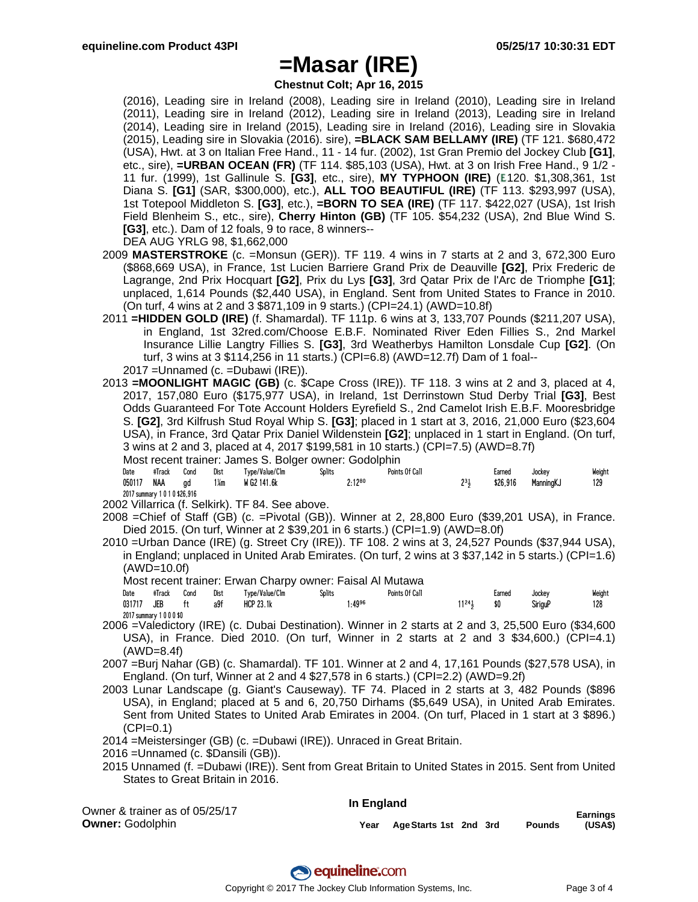# =Masar (IRE)

**Chestnut Colt; Apr 16, 2015**

(2016), Leading sire in Ireland (2008), Leading sire in Ireland (2010), Leading sire in Ireland (2011), Leading sire in Ireland (2012), Leading sire in Ireland (2013), Leading sire in Ireland (2014), Leading sire in Ireland (2015), Leading sire in Ireland (2016), Leading sire in Slovakia (2015), Leading sire in Slovakia (2016). sire), **=BLACK SAM BELLAMY (IRE)** (TF 121. $680,472 (USA), Hwt. at 3 on Italian Free Hand., 11 - 14 fur. (2002), 1st Gran Premio del Jockey Club **[G1]**, etc., sire), **=URBAN OCEAN (FR)** (TF 114. $85,103 (USA), Hwt. at 3 on Irish Free Hand., 9 1/2 - 11 fur. (1999), 1st Gallinule S. **[G3]**, etc., sire), **MY TYPHOON (IRE)** (E120. $1,308,361, 1st Diana S. **[G1]** (SAR, $300,000), etc.), **ALL TOO BEAUTIFUL (IRE)** (TF 113. $293,997 (USA), 1st Totepool Middleton S. **[G3]**, etc.), **=BORN TO SEA (IRE)** (TF 117. $422,027 (USA), 1st Irish Field Blenheim S., etc., sire), **Cherry Hinton (GB)** (TF 105. $54,232 (USA), 2nd Blue Wind S. **[G3]**, etc.). Dam of 12 foals, 9 to race, 8 winners--

DEA AUG YRLG 98, $1,662,000

2009 **MASTERSTROKE** (c. =Monsun (GER)). TF 119. 4 wins in 7 starts at 2 and 3, 672,300 Euro ($868,669 USA), in France, 1st Lucien Barriere Grand Prix de Deauville **[G2]**, Prix Frederic de Lagrange, 2nd Prix Hocquart **[G2]**, Prix du Lys **[G3]**, 3rd Qatar Prix de l'Arc de Triomphe **[G1]**; unplaced, 1,614 Pounds ($2,440 USA), in England. Sent from United States to France in 2010. (On turf, 4 wins at 2 and 3 $871,109 in 9 starts.) (CPI=24.1) (AWD=10.8f)

2011 **=HIDDEN GOLD (IRE)** (f. Shamardal). TF 111p. 6 wins at 3, 133,707 Pounds ($211,207 USA), in England, 1st 32red.com/Choose E.B.F. Nominated River Eden Fillies S., 2nd Markel Insurance Lillie Langtry Fillies S. **[G3]**, 3rd Weatherbys Hamilton Lonsdale Cup **[G2]**. (On turf, 3 wins at 3 $114,256 in 11 starts.) (CPI=6.8) (AWD=12.7f) Dam of 1 foal--

2017 =Unnamed (c. =Dubawi (IRE)).

2013 **=MOONLIGHT MAGIC (GB)** (c. $Cape Cross (IRE)). TF 118. 3 wins at 2 and 3, placed at 4, 2017, 157,080 Euro ($175,977 USA), in Ireland, 1st Derrinstown Stud Derby Trial **[G3]**, Best Odds Guaranteed For Tote Account Holders Eyrefield S., 2nd Camelot Irish E.B.F. Mooresbridge S. **[G2]**, 3rd Kilfrush Stud Royal Whip S. **[G3]**; placed in 1 start at 3, 2016, 21,000 Euro ($23,604 USA), in France, 3rd Qatar Prix Daniel Wildenstein **[G2]**; unplaced in 1 start in England. (On turf, 3 wins at 2 and 3, placed at 4, 2017 $199,581 in 10 starts.) (CPI=7.5) (AWD=8.7f)

Most recent trainer: James S. Bolger owner: Godolphin

| Date | #Track | Cond | Dist | Type/Value/Clm | Splits | Points Of Call | | Earned | Jockey | Weight |
|---|---|---|---|---|---|---|---|---|---|---|
| 050117 | NAA | gd | 1¼m | W G2 141.6k | 2:12⁸⁰ | | 2³½ | $26,916 | ManningKJ | 129 |

2017 summary 1 0 1 0 $26,916

2002 Villarrica (f. Selkirk). TF 84. See above.

2008 =Chief of Staff (GB) (c. =Pivotal (GB)). Winner at 2, 28,800 Euro ($39,201 USA), in France. Died 2015. (On turf, Winner at 2 $39,201 in 6 starts.) (CPI=1.9) (AWD=8.0f)

2010 =Urban Dance (IRE) (g. Street Cry (IRE)). TF 108. 2 wins at 3, 24,527 Pounds ($37,944 USA), in England; unplaced in United Arab Emirates. (On turf, 2 wins at 3 $37,142 in 5 starts.) (CPI=1.6) (AWD=10.0f)

Most recent trainer: Erwan Charpy owner: Faisal Al Mutawa

| Date | #Track | Cond | Dist | Type/Value/Clm | Splits | Points Of Call | | Earned | Jockey | Weight |
|---|---|---|---|---|---|---|---|---|---|---|
| 031717 | JEB | ft | a9f | HCP 23.1k | 1:49⁹⁶ | | 11²⁴½ | $0 | SiriguP | 128 |

2017 summary 1 0 0 0 $0

2006 =Valedictory (IRE) (c. Dubai Destination). Winner in 2 starts at 2 and 3, 25,500 Euro ($34,600 USA), in France. Died 2010. (On turf, Winner in 2 starts at 2 and 3 $34,600.) (CPI=4.1) (AWD=8.4f)

2007 =Burj Nahar (GB) (c. Shamardal). TF 101. Winner at 2 and 4, 17,161 Pounds ($27,578 USA), in England. (On turf, Winner at 2 and 4 $27,578 in 6 starts.) (CPI=2.2) (AWD=9.2f)

2003 Lunar Landscape (g. Giant's Causeway). TF 74. Placed in 2 starts at 3, 482 Pounds ($896 USA), in England; placed at 5 and 6, 20,750 Dirhams ($5,649 USA), in United Arab Emirates. Sent from United States to United Arab Emirates in 2004. (On turf, Placed in 1 start at 3 $896.) (CPI=0.1)

2014 =Meistersinger (GB) (c. =Dubawi (IRE)). Unraced in Great Britain.

2016 =Unnamed (c. $Dansili (GB)).

2015 Unnamed (f. =Dubawi (IRE)). Sent from Great Britain to United States in 2015. Sent from United States to Great Britain in 2016.

Owner & trainer as of 05/25/17

**Owner:** Godolphin

**In England**

| Year | Age | Starts | 1st | 2nd | 3rd | Pounds | Earnings (USA$) |
|---|---|---|---|---|---|---|---|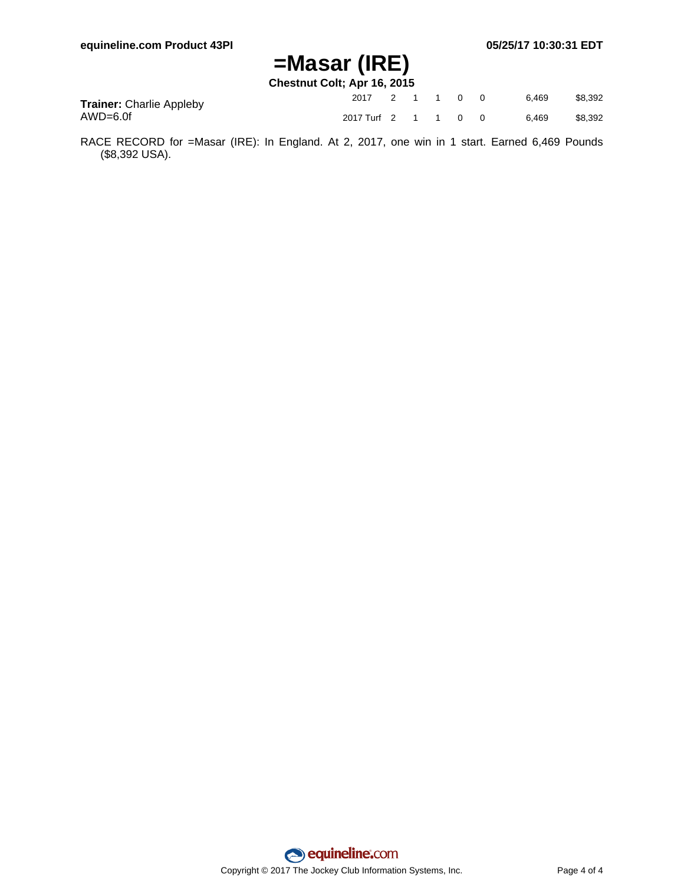# =Masar (IRE)

**Chestnut Colt; Apr 16, 2015**

**Trainer:** Charlie Appleby
AWD=6.0f

| | | | | | | | |
|---|---|---|---|---|---|---|---|
| 2017 | 2 | 1 | 1 | 0 | 0 | 6,469 | $8,392 |
| 2017 Turf | 2 | 1 | 1 | 0 | 0 | 6,469 | $8,392 |

RACE RECORD for =Masar (IRE): In England. At 2, 2017, one win in 1 start. Earned 6,469 Pounds ($8,392 USA).